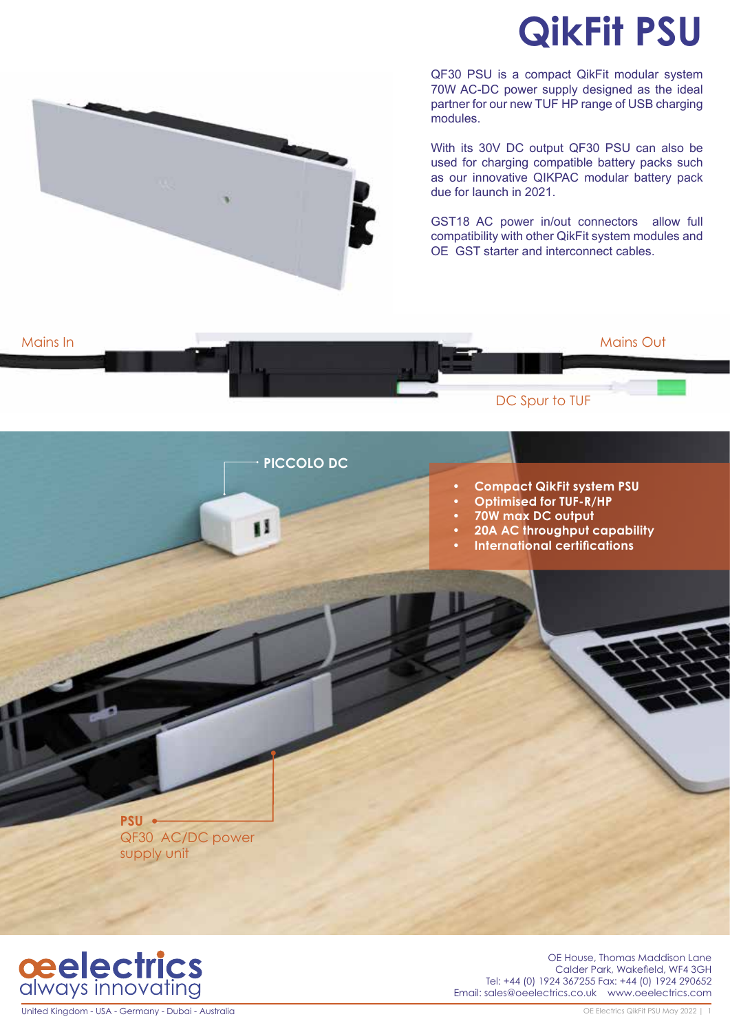# QikFit PSU

QF30 PSU is a compact QikFit modular system 70W AC-DC power supply designed as the ideal partner for our new TUF HP range of USB charging modules.

With its 30V DC output QF30 PSU can also be used for charging compatible battery packs such as our innovative QIKPAC modular battery pack due for launch in 2021.

GST18 AC power in/out connectors allow full compatibility with other QikFit system modules and OE GST starter and interconnect cables.

Mains In

Mains Out

DC Spur to TUF

PICCOLO DC

- **Compact QikFit system PSU**
- **Optimised for TUF-R/HP**
- **70W max DC output**
- **20A AC throughput capability**
- **International certifications**

**PSU**
QF30 AC/DC power supply unit

oeelectrics
always innovating

OE House, Thomas Maddison Lane
Calder Park, Wakefield, WF4 3GH
Tel: +44 (0) 1924 367255 Fax: +44 (0) 1924 290652
Email: sales@oeelectrics.co.uk www.oeelectrics.com

United Kingdom - USA - Germany - Dubai - Australia

OE Electrics QikFit PSU May 2022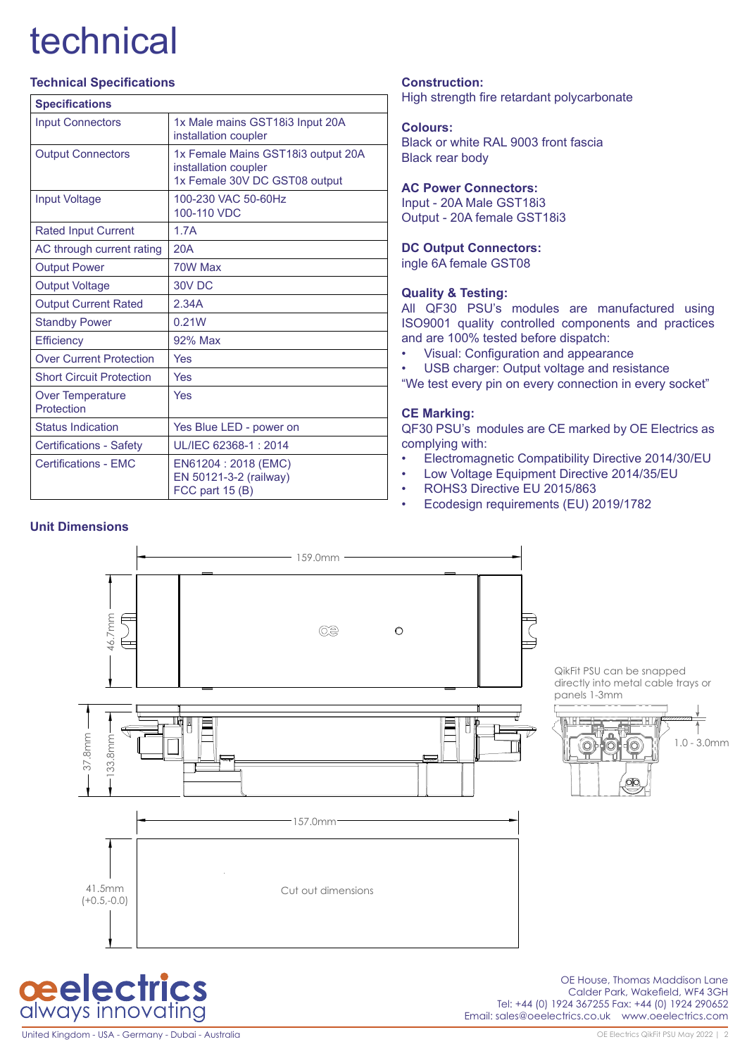# technical

## Technical Specifications

| Specifications | |
|---|---|
| Input Connectors | 1x Male mains GST18i3 Input 20A installation coupler |
| Output Connectors | 1x Female Mains GST18i3 output 20A installation coupler<br>1x Female 30V DC GST08 output |
| Input Voltage | 100-230 VAC 50-60Hz<br>100-110 VDC |
| Rated Input Current | 1.7A |
| AC through current rating | 20A |
| Output Power | 70W Max |
| Output Voltage | 30V DC |
| Output Current Rated | 2.34A |
| Standby Power | 0.21W |
| Efficiency | 92% Max |
| Over Current Protection | Yes |
| Short Circuit Protection | Yes |
| Over Temperature Protection | Yes |
| Status Indication | Yes Blue LED - power on |
| Certifications - Safety | UL/IEC 62368-1 : 2014 |
| Certifications - EMC | EN61204 : 2018 (EMC)<br>EN 50121-3-2 (railway)<br>FCC part 15 (B) |

**Construction:**
High strength fire retardant polycarbonate

**Colours:**
Black or white RAL 9003 front fascia
Black rear body

**AC Power Connectors:**
Input - 20A Male GST18i3
Output - 20A female GST18i3

**DC Output Connectors:**
ingle 6A female GST08

**Quality & Testing:**
All QF30 PSU's modules are manufactured using ISO9001 quality controlled components and practices and are 100% tested before dispatch:

- Visual: Configuration and appearance
- USB charger: Output voltage and resistance

"We test every pin on every connection in every socket"

**CE Marking:**
QF30 PSU's modules are CE marked by OE Electrics as complying with:

- Electromagnetic Compatibility Directive 2014/30/EU
- Low Voltage Equipment Directive 2014/35/EU
- ROHS3 Directive EU 2015/863
- Ecodesign requirements (EU) 2019/1782

## Unit Dimensions

159.0mm
46.7mm
37.8mm
33.8mm
157.0mm
41.5mm (+0.5,-0.0)
Cut out dimensions

QikFit PSU can be snapped directly into metal cable trays or panels 1-3mm

1.0 - 3.0mm

oeelectrics always innovating

OE House, Thomas Maddison Lane
Calder Park, Wakefield, WF4 3GH
Tel: +44 (0) 1924 367255 Fax: +44 (0) 1924 290652
Email: sales@oeelectrics.co.uk www.oeelectrics.com

United Kingdom - USA - Germany - Dubai - Australia